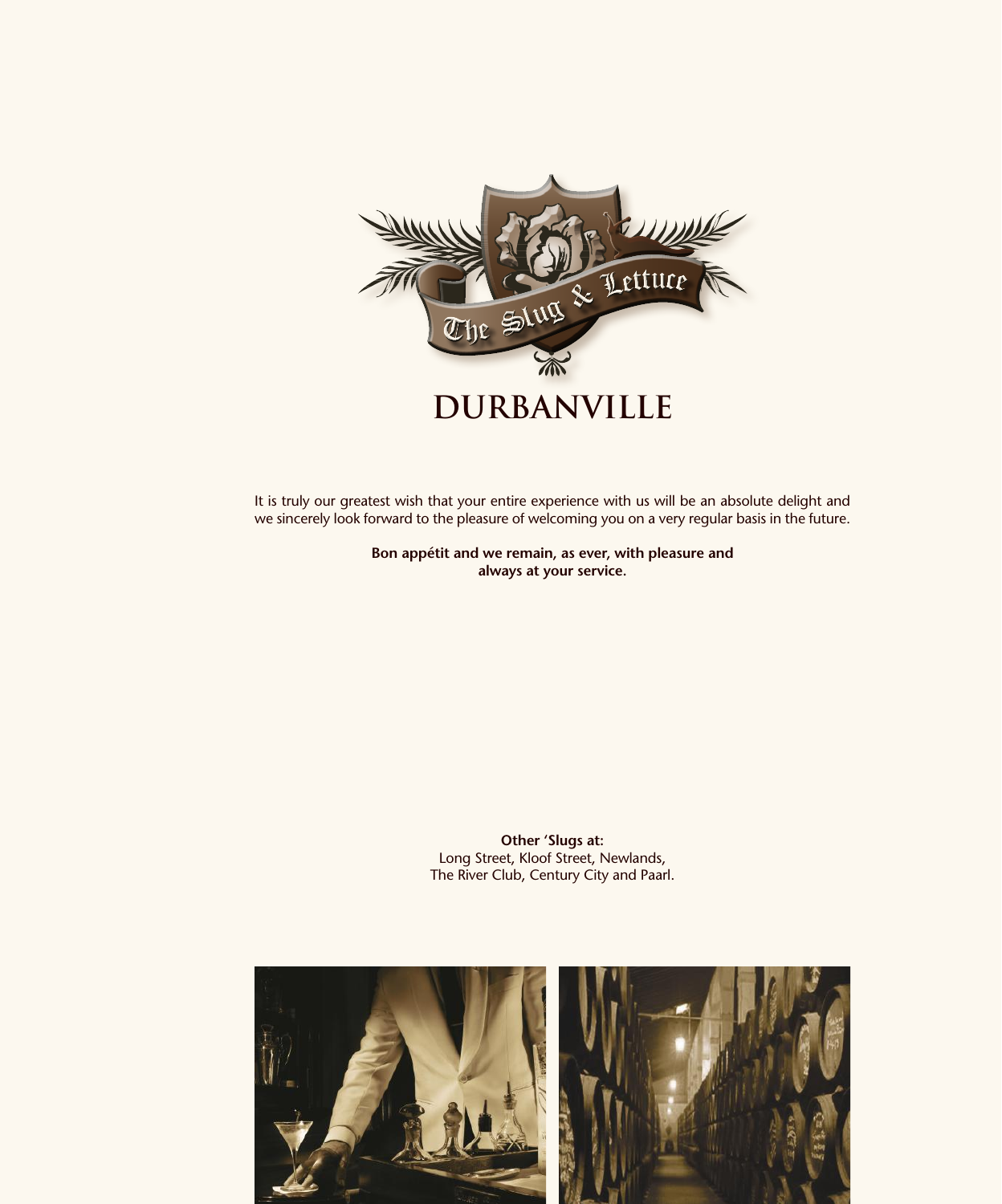# The Slug & Lettuce

## DURBANVILLE

It is truly our greatest wish that your entire experience with us will be an absolute delight and we sincerely look forward to the pleasure of welcoming you on a very regular basis in the future.

**Bon appétit and we remain, as ever, with pleasure and always at your service.**

**Other 'Slugs at:**
Long Street, Kloof Street, Newlands,
The River Club, Century City and Paarl.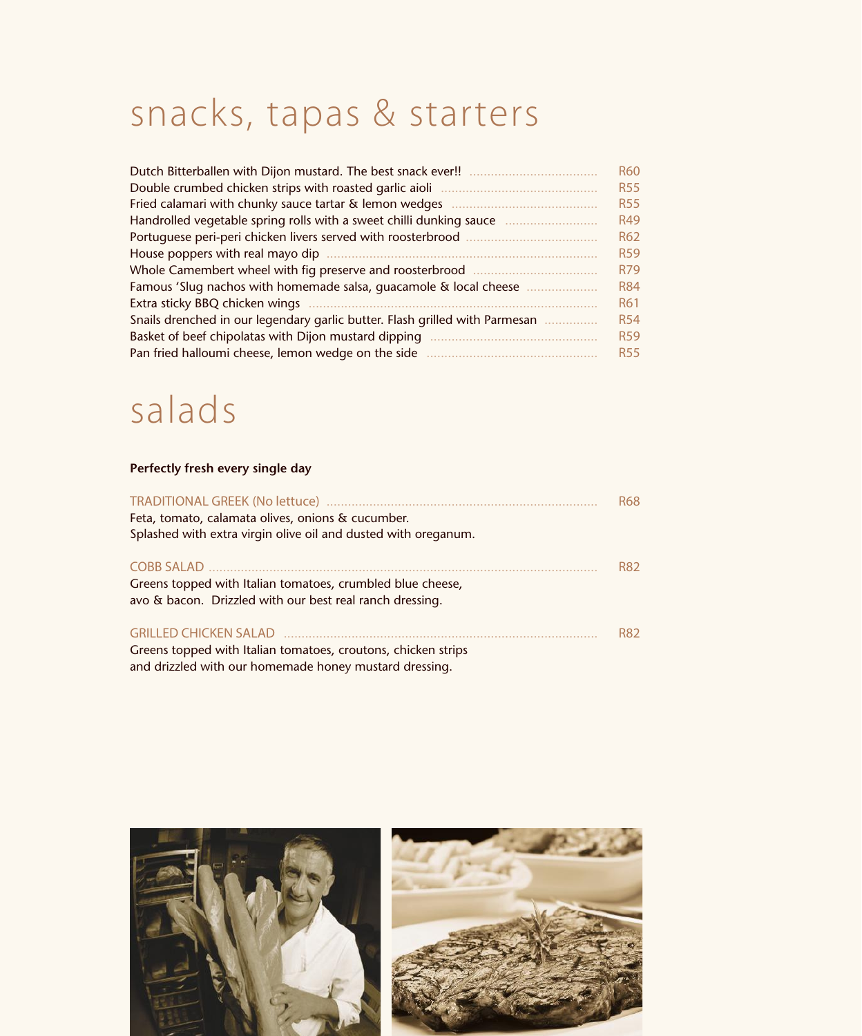# snacks, tapas & starters

| Item | Price |
|---|---|
| Dutch Bitterballen with Dijon mustard. The best snack ever!! | R60 |
| Double crumbed chicken strips with roasted garlic aioli | R55 |
| Fried calamari with chunky sauce tartar & lemon wedges | R55 |
| Handrolled vegetable spring rolls with a sweet chilli dunking sauce | R49 |
| Portuguese peri-peri chicken livers served with roosterbrood | R62 |
| House poppers with real mayo dip | R59 |
| Whole Camembert wheel with fig preserve and roosterbrood | R79 |
| Famous 'Slug nachos with homemade salsa, guacamole & local cheese | R84 |
| Extra sticky BBQ chicken wings | R61 |
| Snails drenched in our legendary garlic butter. Flash grilled with Parmesan | R54 |
| Basket of beef chipolatas with Dijon mustard dipping | R59 |
| Pan fried halloumi cheese, lemon wedge on the side | R55 |

# salads

**Perfectly fresh every single day**

TRADITIONAL GREEK (No lettuce) ............ R68
Feta, tomato, calamata olives, onions & cucumber.
Splashed with extra virgin olive oil and dusted with oreganum.

COBB SALAD ............ R82
Greens topped with Italian tomatoes, crumbled blue cheese,
avo & bacon. Drizzled with our best real ranch dressing.

GRILLED CHICKEN SALAD ............ R82
Greens topped with Italian tomatoes, croutons, chicken strips
and drizzled with our homemade honey mustard dressing.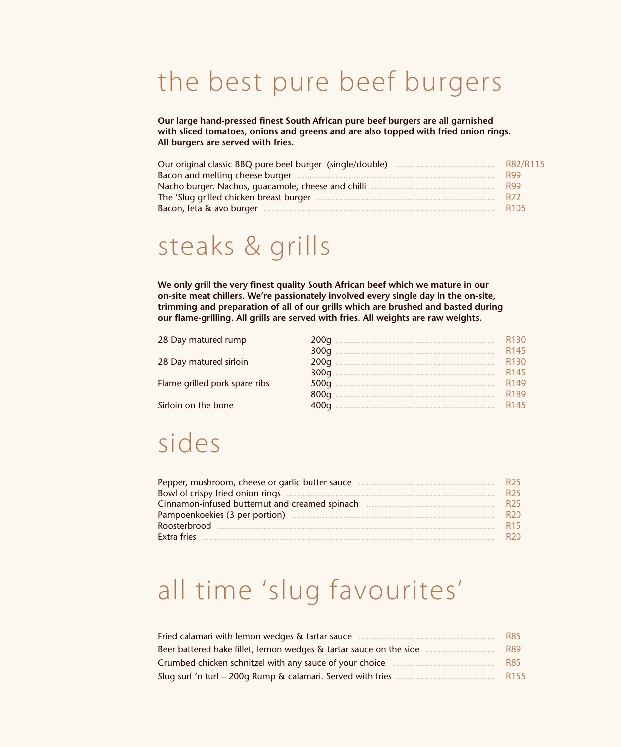# the best pure beef burgers

**Our large hand-pressed finest South African pure beef burgers are all garnished with sliced tomatoes, onions and greens and are also topped with fried onion rings. All burgers are served with fries.**

| Item | Price |
|---|---|
| Our original classic BBQ pure beef burger (single/double) | R82/R115 |
| Bacon and melting cheese burger | R99 |
| Nacho burger. Nachos, guacamole, cheese and chilli | R99 |
| The 'Slug grilled chicken breast burger | R72 |
| Bacon, feta & avo burger | R105 |

# steaks & grills

**We only grill the very finest quality South African beef which we mature in our on-site meat chillers. We're passionately involved every single day in the on-site, trimming and preparation of all of our grills which are brushed and basted during our flame-grilling. All grills are served with fries. All weights are raw weights.**

| Item | Weight | Price |
|---|---|---|
| 28 Day matured rump | 200g | R130 |
| | 300g | R145 |
| 28 Day matured sirloin | 200g | R130 |
| | 300g | R145 |
| Flame grilled pork spare ribs | 500g | R149 |
| | 800g | R189 |
| Sirloin on the bone | 400g | R145 |

# sides

| Item | Price |
|---|---|
| Pepper, mushroom, cheese or garlic butter sauce | R25 |
| Bowl of crispy fried onion rings | R25 |
| Cinnamon-infused butternut and creamed spinach | R25 |
| Pampoenkoekies (3 per portion) | R20 |
| Roosterbrood | R15 |
| Extra fries | R20 |

# all time 'slug favourites'

| Item | Price |
|---|---|
| Fried calamari with lemon wedges & tartar sauce | R85 |
| Beer battered hake fillet, lemon wedges & tartar sauce on the side | R89 |
| Crumbed chicken schnitzel with any sauce of your choice | R85 |
| Slug surf 'n turf – 200g Rump & calamari. Served with fries | R155 |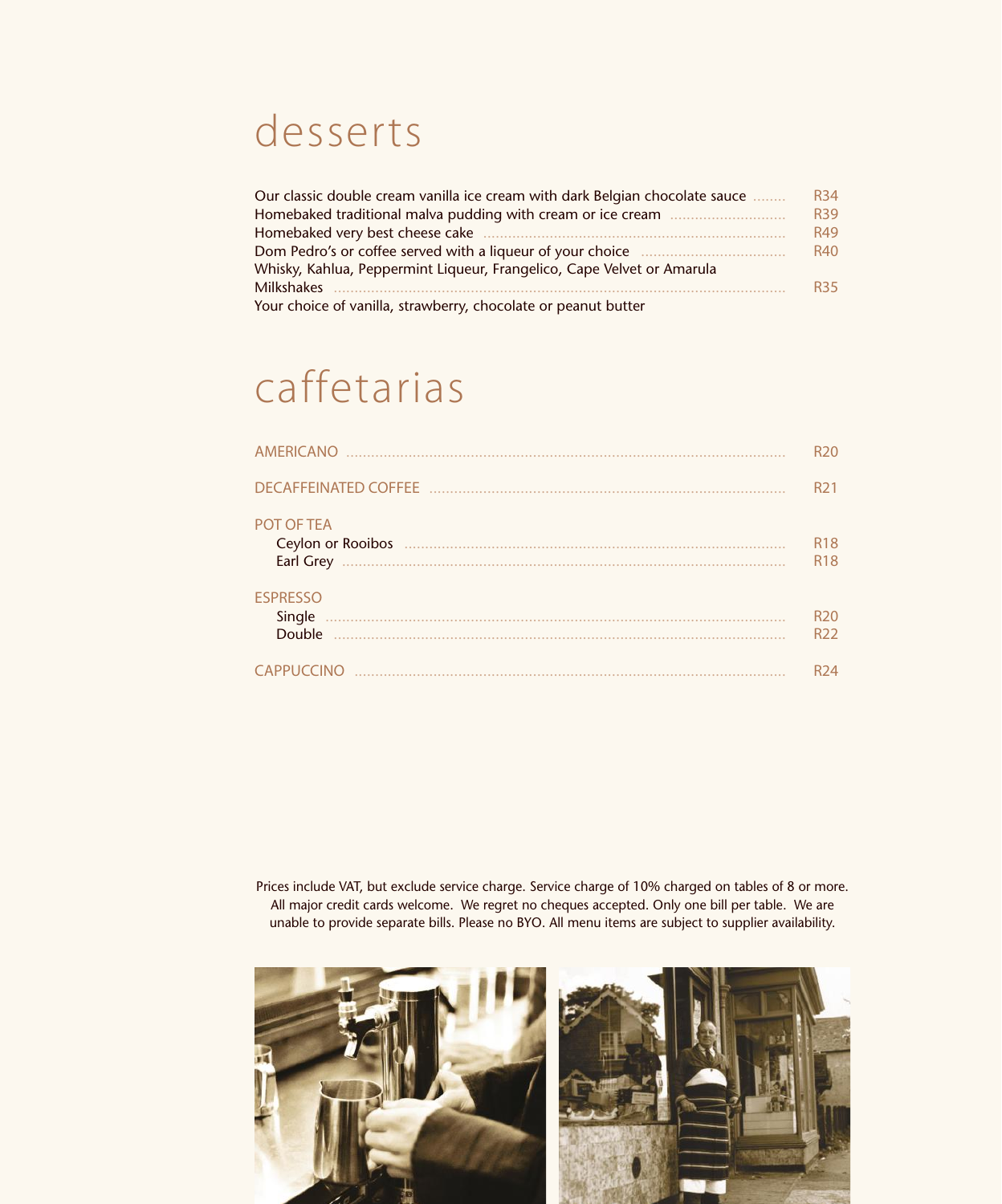# desserts

| Item | Price |
| --- | --- |
| Our classic double cream vanilla ice cream with dark Belgian chocolate sauce | R34 |
| Homebaked traditional malva pudding with cream or ice cream | R39 |
| Homebaked very best cheese cake | R49 |
| Dom Pedro's or coffee served with a liqueur of your choice<br>Whisky, Kahlua, Peppermint Liqueur, Frangelico, Cape Velvet or Amarula | R40 |
| Milkshakes<br>Your choice of vanilla, strawberry, chocolate or peanut butter | R35 |

# caffetarias

| Item | Price |
| --- | --- |
| AMERICANO | R20 |
| DECAFFEINATED COFFEE | R21 |
| **POT OF TEA** | |
| Ceylon or Rooibos | R18 |
| Earl Grey | R18 |
| **ESPRESSO** | |
| Single | R20 |
| Double | R22 |
| CAPPUCCINO | R24 |

Prices include VAT, but exclude service charge. Service charge of 10% charged on tables of 8 or more. All major credit cards welcome. We regret no cheques accepted. Only one bill per table. We are unable to provide separate bills. Please no BYO. All menu items are subject to supplier availability.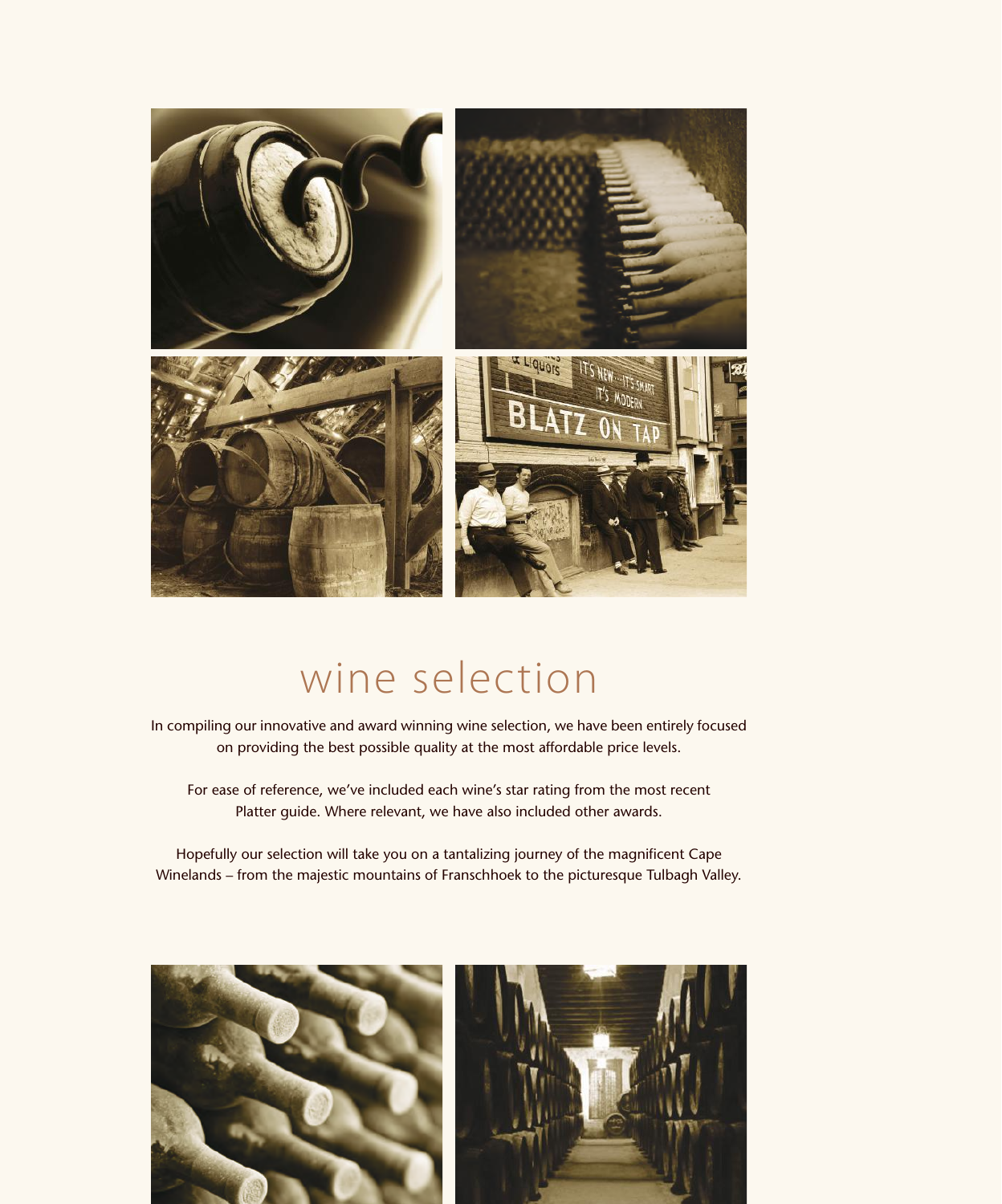# wine selection

In compiling our innovative and award winning wine selection, we have been entirely focused on providing the best possible quality at the most affordable price levels.

For ease of reference, we've included each wine's star rating from the most recent Platter guide. Where relevant, we have also included other awards.

Hopefully our selection will take you on a tantalizing journey of the magnificent Cape Winelands – from the majestic mountains of Franschhoek to the picturesque Tulbagh Valley.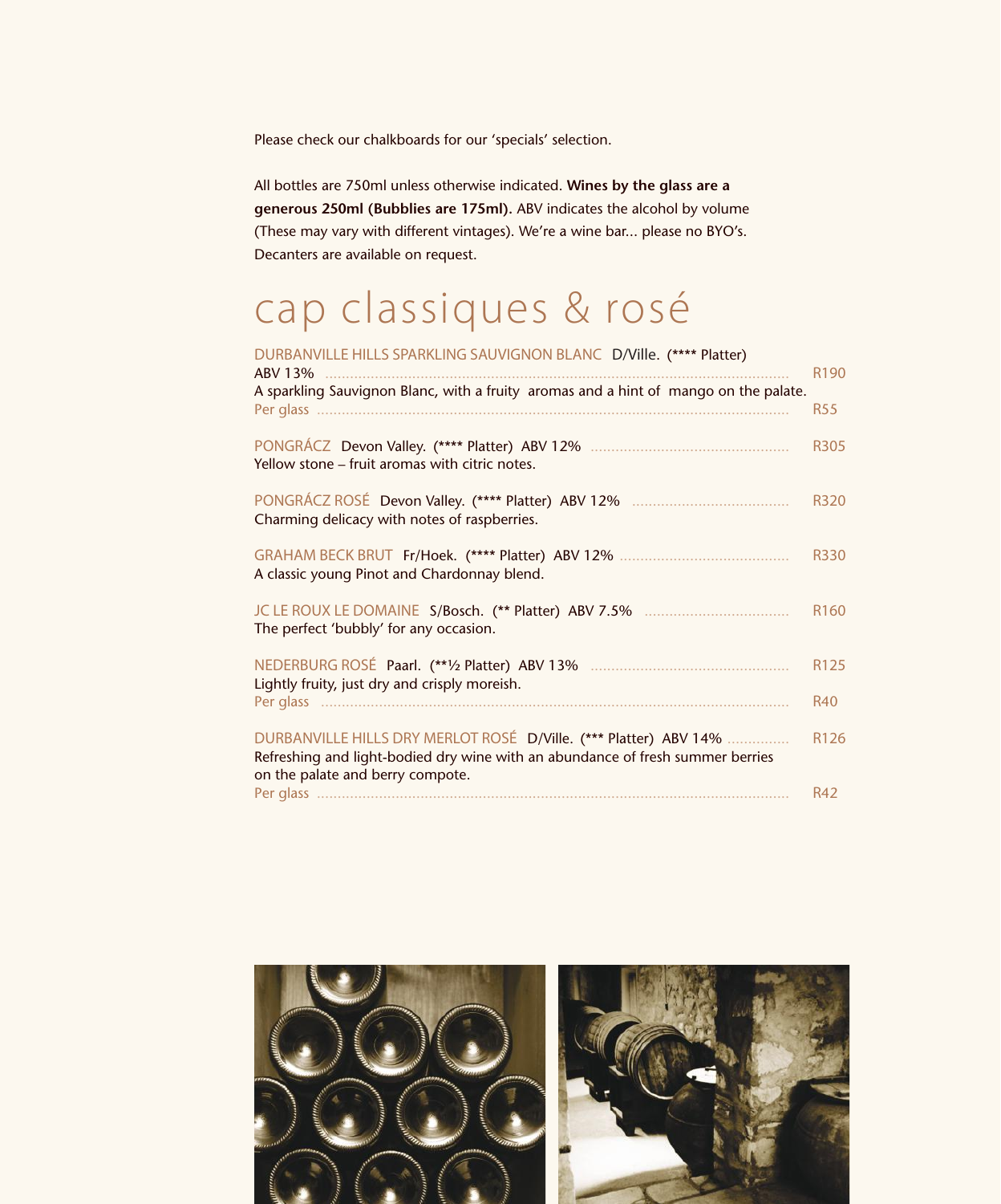Please check our chalkboards for our 'specials' selection.

All bottles are 750ml unless otherwise indicated. **Wines by the glass are a generous 250ml (Bubblies are 175ml).** ABV indicates the alcohol by volume (These may vary with different vintages). We're a wine bar... please no BYO's. Decanters are available on request.

# cap classiques & rosé

DURBANVILLE HILLS SPARKLING SAUVIGNON BLANC D/Ville. (**** Platter) ABV 13% ........ R190
A sparkling Sauvignon Blanc, with a fruity aromas and a hint of mango on the palate.
Per glass ........ R55

PONGRÁCZ Devon Valley. (**** Platter) ABV 12% ........ R305
Yellow stone – fruit aromas with citric notes.

PONGRÁCZ ROSÉ Devon Valley. (**** Platter) ABV 12% ........ R320
Charming delicacy with notes of raspberries.

GRAHAM BECK BRUT Fr/Hoek. (**** Platter) ABV 12% ........ R330
A classic young Pinot and Chardonnay blend.

JC LE ROUX LE DOMAINE S/Bosch. (** Platter) ABV 7.5% ........ R160
The perfect 'bubbly' for any occasion.

NEDERBURG ROSÉ Paarl. (**½ Platter) ABV 13% ........ R125
Lightly fruity, just dry and crisply moreish.
Per glass ........ R40

DURBANVILLE HILLS DRY MERLOT ROSÉ D/Ville. (*** Platter) ABV 14% ........ R126
Refreshing and light-bodied dry wine with an abundance of fresh summer berries on the palate and berry compote.
Per glass ........ R42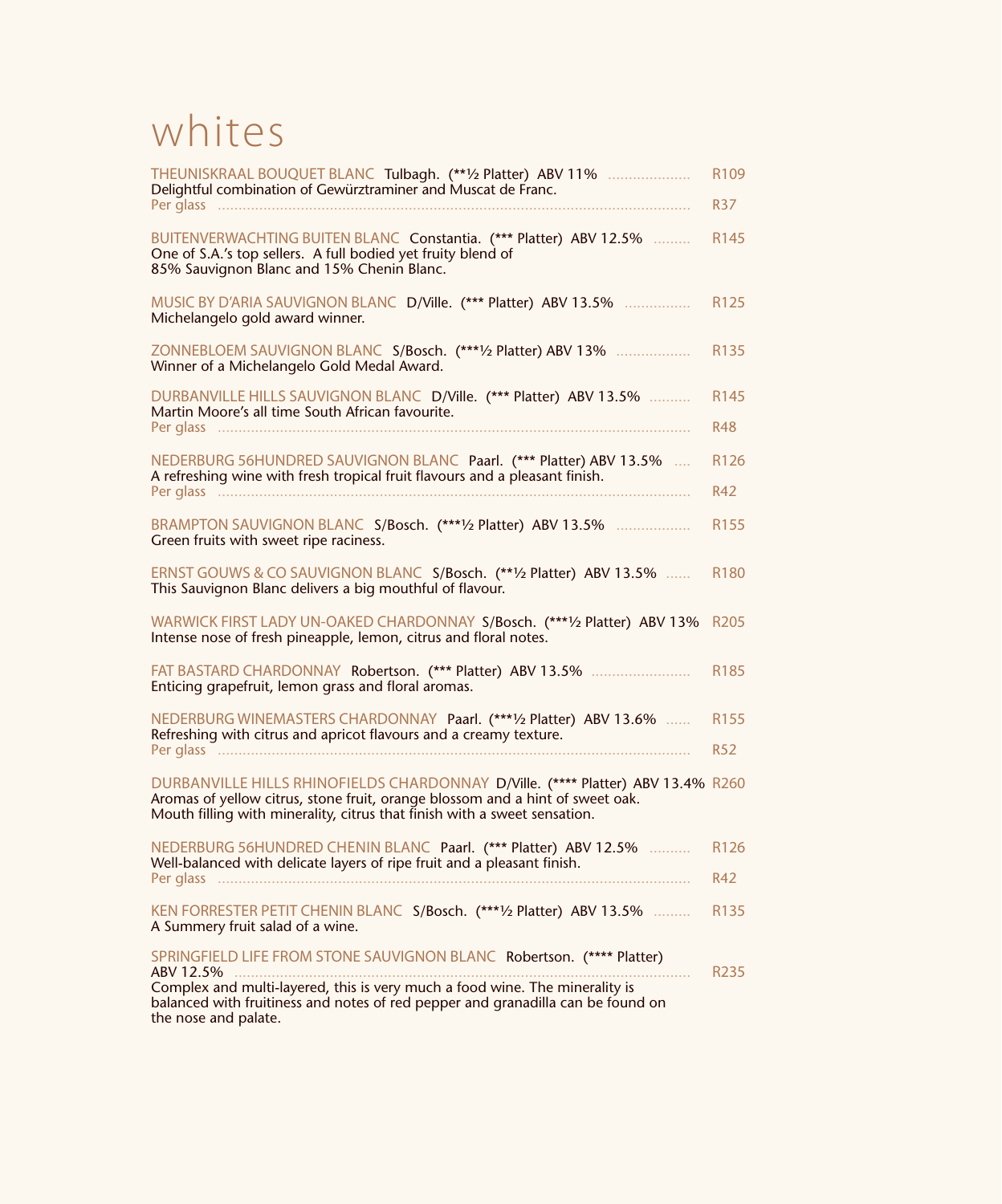# whites

**THEUNISKRAAL BOUQUET BLANC** Tulbagh. (**½ Platter) ABV 11% .................... R109
Delightful combination of Gewürztraminer and Muscat de Franc.
Per glass .................... R37

**BUITENVERWACHTING BUITEN BLANC** Constantia. (*** Platter) ABV 12.5% ......... R145
One of S.A.'s top sellers. A full bodied yet fruity blend of
85% Sauvignon Blanc and 15% Chenin Blanc.

**MUSIC BY D'ARIA SAUVIGNON BLANC** D/Ville. (*** Platter) ABV 13.5% ................ R125
Michelangelo gold award winner.

**ZONNEBLOEM SAUVIGNON BLANC** S/Bosch. (***½ Platter) ABV 13% .................. R135
Winner of a Michelangelo Gold Medal Award.

**DURBANVILLE HILLS SAUVIGNON BLANC** D/Ville. (*** Platter) ABV 13.5% .......... R145
Martin Moore's all time South African favourite.
Per glass .................... R48

**NEDERBURG 56HUNDRED SAUVIGNON BLANC** Paarl. (*** Platter) ABV 13.5% .... R126
A refreshing wine with fresh tropical fruit flavours and a pleasant finish.
Per glass .................... R42

**BRAMPTON SAUVIGNON BLANC** S/Bosch. (***½ Platter) ABV 13.5% .................. R155
Green fruits with sweet ripe raciness.

**ERNST GOUWS & CO SAUVIGNON BLANC** S/Bosch. (**½ Platter) ABV 13.5% ...... R180
This Sauvignon Blanc delivers a big mouthful of flavour.

**WARWICK FIRST LADY UN-OAKED CHARDONNAY** S/Bosch. (***½ Platter) ABV 13% R205
Intense nose of fresh pineapple, lemon, citrus and floral notes.

**FAT BASTARD CHARDONNAY** Robertson. (*** Platter) ABV 13.5% ........................ R185
Enticing grapefruit, lemon grass and floral aromas.

**NEDERBURG WINEMASTERS CHARDONNAY** Paarl. (***½ Platter) ABV 13.6% ...... R155
Refreshing with citrus and apricot flavours and a creamy texture.
Per glass .................... R52

**DURBANVILLE HILLS RHINOFIELDS CHARDONNAY** D/Ville. (**** Platter) ABV 13.4% R260
Aromas of yellow citrus, stone fruit, orange blossom and a hint of sweet oak.
Mouth filling with minerality, citrus that finish with a sweet sensation.

**NEDERBURG 56HUNDRED CHENIN BLANC** Paarl. (*** Platter) ABV 12.5% .......... R126
Well-balanced with delicate layers of ripe fruit and a pleasant finish.
Per glass .................... R42

**KEN FORRESTER PETIT CHENIN BLANC** S/Bosch. (***½ Platter) ABV 13.5% ......... R135
A Summery fruit salad of a wine.

**SPRINGFIELD LIFE FROM STONE SAUVIGNON BLANC** Robertson. (**** Platter)
ABV 12.5% .................... R235
Complex and multi-layered, this is very much a food wine. The minerality is
balanced with fruitiness and notes of red pepper and granadilla can be found on
the nose and palate.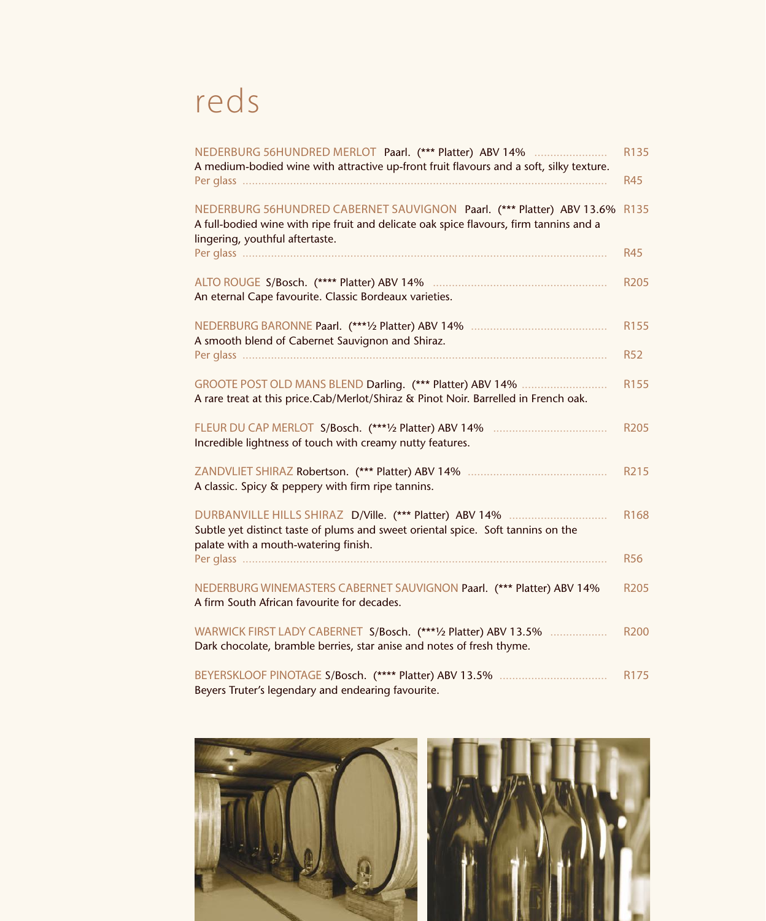# reds

**NEDERBURG 56HUNDRED MERLOT** Paarl. (*** Platter) ABV 14% ..................... R135
A medium-bodied wine with attractive up-front fruit flavours and a soft, silky texture.
Per glass ..................... R45

**NEDERBURG 56HUNDRED CABERNET SAUVIGNON** Paarl. (*** Platter) ABV 13.6% R135
A full-bodied wine with ripe fruit and delicate oak spice flavours, firm tannins and a lingering, youthful aftertaste.
Per glass ..................... R45

**ALTO ROUGE** S/Bosch. (**** Platter) ABV 14% ..................... R205
An eternal Cape favourite. Classic Bordeaux varieties.

**NEDERBURG BARONNE** Paarl. (***½ Platter) ABV 14% ..................... R155
A smooth blend of Cabernet Sauvignon and Shiraz.
Per glass ..................... R52

**GROOTE POST OLD MANS BLEND** Darling. (*** Platter) ABV 14% ..................... R155
A rare treat at this price.Cab/Merlot/Shiraz & Pinot Noir. Barrelled in French oak.

**FLEUR DU CAP MERLOT** S/Bosch. (***½ Platter) ABV 14% ..................... R205
Incredible lightness of touch with creamy nutty features.

**ZANDVLIET SHIRAZ** Robertson. (*** Platter) ABV 14% ..................... R215
A classic. Spicy & peppery with firm ripe tannins.

**DURBANVILLE HILLS SHIRAZ** D/Ville. (*** Platter) ABV 14% ..................... R168
Subtle yet distinct taste of plums and sweet oriental spice. Soft tannins on the palate with a mouth-watering finish.
Per glass ..................... R56

**NEDERBURG WINEMASTERS CABERNET SAUVIGNON** Paarl. (*** Platter) ABV 14% R205
A firm South African favourite for decades.

**WARWICK FIRST LADY CABERNET** S/Bosch. (***½ Platter) ABV 13.5% ..................... R200
Dark chocolate, bramble berries, star anise and notes of fresh thyme.

**BEYERSKLOOF PINOTAGE** S/Bosch. (**** Platter) ABV 13.5% ..................... R175
Beyers Truter's legendary and endearing favourite.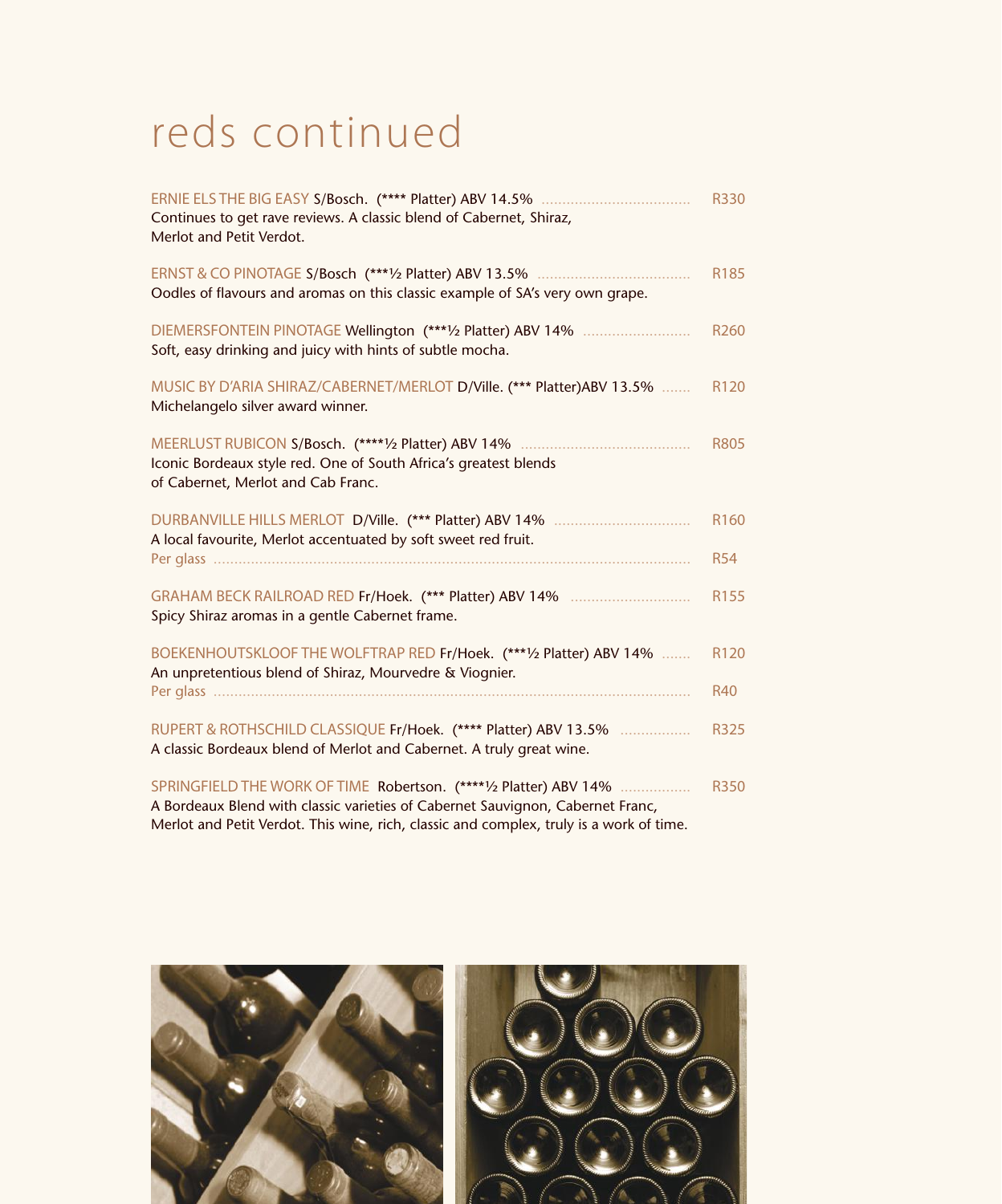# reds continued

ERNIE ELS THE BIG EASY S/Bosch. (**** Platter) ABV 14.5% .................................... R330
Continues to get rave reviews. A classic blend of Cabernet, Shiraz, Merlot and Petit Verdot.

ERNST & CO PINOTAGE S/Bosch (***½ Platter) ABV 13.5% .................................... R185
Oodles of flavours and aromas on this classic example of SA's very own grape.

DIEMERSFONTEIN PINOTAGE Wellington (***½ Platter) ABV 14% .......................... R260
Soft, easy drinking and juicy with hints of subtle mocha.

MUSIC BY D'ARIA SHIRAZ/CABERNET/MERLOT D/Ville. (*** Platter)ABV 13.5% ....... R120
Michelangelo silver award winner.

MEERLUST RUBICON S/Bosch. (****½ Platter) ABV 14% ........................................ R805
Iconic Bordeaux style red. One of South Africa's greatest blends of Cabernet, Merlot and Cab Franc.

DURBANVILLE HILLS MERLOT D/Ville. (*** Platter) ABV 14% ................................ R160
A local favourite, Merlot accentuated by soft sweet red fruit.
Per glass ........................................................................................................... R54

GRAHAM BECK RAILROAD RED Fr/Hoek. (*** Platter) ABV 14% ............................ R155
Spicy Shiraz aromas in a gentle Cabernet frame.

BOEKENHOUTSKLOOF THE WOLFTRAP RED Fr/Hoek. (***½ Platter) ABV 14% ....... R120
An unpretentious blend of Shiraz, Mourvedre & Viognier.
Per glass ........................................................................................................... R40

RUPERT & ROTHSCHILD CLASSIQUE Fr/Hoek. (**** Platter) ABV 13.5% ................ R325
A classic Bordeaux blend of Merlot and Cabernet. A truly great wine.

SPRINGFIELD THE WORK OF TIME Robertson. (****½ Platter) ABV 14% ................ R350
A Bordeaux Blend with classic varieties of Cabernet Sauvignon, Cabernet Franc, Merlot and Petit Verdot. This wine, rich, classic and complex, truly is a work of time.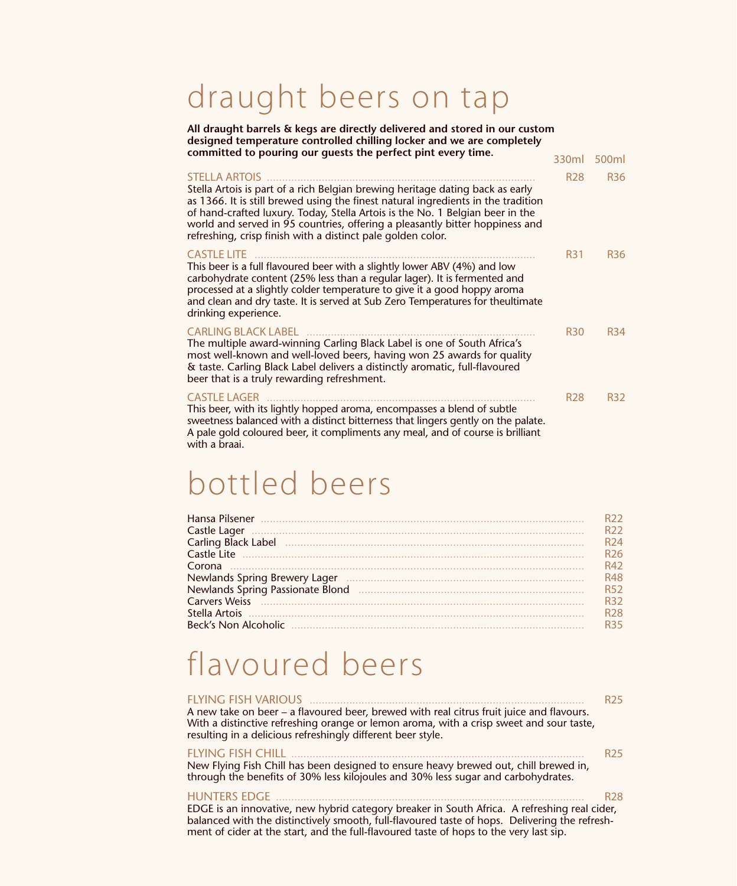# draught beers on tap

**All draught barrels & kegs are directly delivered and stored in our custom designed temperature controlled chilling locker and we are completely committed to pouring our guests the perfect pint every time.**

| | 330ml | 500ml |
|---|---|---|
| STELLA ARTOIS | R28 | R36 |
| CASTLE LITE | R31 | R36 |
| CARLING BLACK LABEL | R30 | R34 |
| CASTLE LAGER | R28 | R32 |

**STELLA ARTOIS** — R28 / R36

Stella Artois is part of a rich Belgian brewing heritage dating back as early as 1366. It is still brewed using the finest natural ingredients in the tradition of hand-crafted luxury. Today, Stella Artois is the No. 1 Belgian beer in the world and served in 95 countries, offering a pleasantly bitter hoppiness and refreshing, crisp finish with a distinct pale golden color.

**CASTLE LITE** — R31 / R36

This beer is a full flavoured beer with a slightly lower ABV (4%) and low carbohydrate content (25% less than a regular lager). It is fermented and processed at a slightly colder temperature to give it a good hoppy aroma and clean and dry taste. It is served at Sub Zero Temperatures for theultimate drinking experience.

**CARLING BLACK LABEL** — R30 / R34

The multiple award-winning Carling Black Label is one of South Africa's most well-known and well-loved beers, having won 25 awards for quality & taste. Carling Black Label delivers a distinctly aromatic, full-flavoured beer that is a truly rewarding refreshment.

**CASTLE LAGER** — R28 / R32

This beer, with its lightly hopped aroma, encompasses a blend of subtle sweetness balanced with a distinct bitterness that lingers gently on the palate. A pale gold coloured beer, it compliments any meal, and of course is brilliant with a braai.

# bottled beers

| | |
|---|---|
| Hansa Pilsener | R22 |
| Castle Lager | R22 |
| Carling Black Label | R24 |
| Castle Lite | R26 |
| Corona | R42 |
| Newlands Spring Brewery Lager | R48 |
| Newlands Spring Passionate Blond | R52 |
| Carvers Weiss | R32 |
| Stella Artois | R28 |
| Beck's Non Alcoholic | R35 |

# flavoured beers

**FLYING FISH VARIOUS** — R25

A new take on beer – a flavoured beer, brewed with real citrus fruit juice and flavours. With a distinctive refreshing orange or lemon aroma, with a crisp sweet and sour taste, resulting in a delicious refreshingly different beer style.

**FLYING FISH CHILL** — R25

New Flying Fish Chill has been designed to ensure heavy brewed out, chill brewed in, through the benefits of 30% less kilojoules and 30% less sugar and carbohydrates.

**HUNTERS EDGE** — R28

EDGE is an innovative, new hybrid category breaker in South Africa. A refreshing real cider, balanced with the distinctively smooth, full-flavoured taste of hops. Delivering the refreshment of cider at the start, and the full-flavoured taste of hops to the very last sip.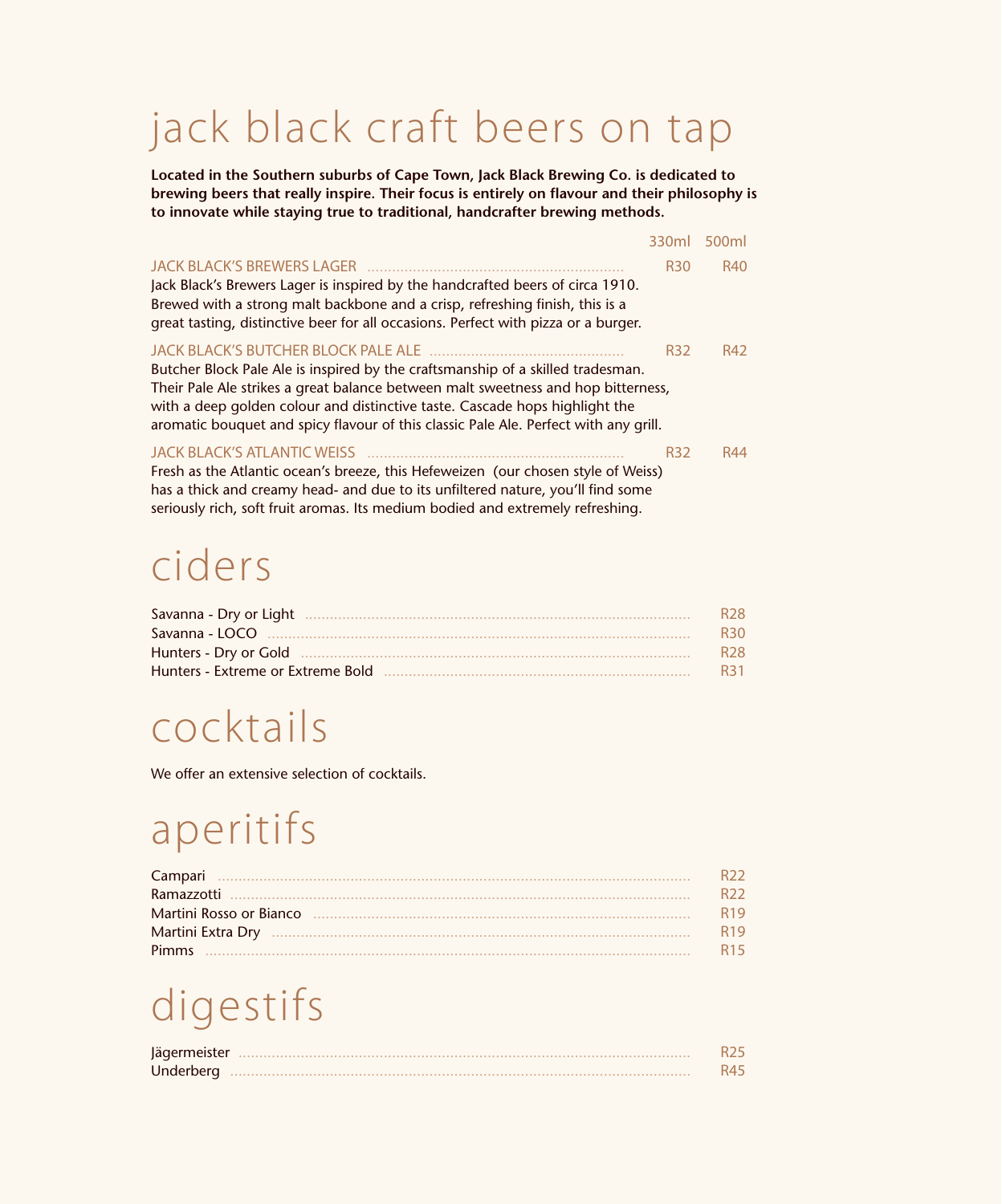# jack black craft beers on tap

**Located in the Southern suburbs of Cape Town, Jack Black Brewing Co. is dedicated to brewing beers that really inspire. Their focus is entirely on flavour and their philosophy is to innovate while staying true to traditional, handcrafter brewing methods.**

| | 330ml | 500ml |
|---|---|---|
| JACK BLACK'S BREWERS LAGER | R30 | R40 |
| JACK BLACK'S BUTCHER BLOCK PALE ALE | R32 | R42 |
| JACK BLACK'S ATLANTIC WEISS | R32 | R44 |

**JACK BLACK'S BREWERS LAGER** — R30 / R40
Jack Black's Brewers Lager is inspired by the handcrafted beers of circa 1910. Brewed with a strong malt backbone and a crisp, refreshing finish, this is a great tasting, distinctive beer for all occasions. Perfect with pizza or a burger.

**JACK BLACK'S BUTCHER BLOCK PALE ALE** — R32 / R42
Butcher Block Pale Ale is inspired by the craftsmanship of a skilled tradesman. Their Pale Ale strikes a great balance between malt sweetness and hop bitterness, with a deep golden colour and distinctive taste. Cascade hops highlight the aromatic bouquet and spicy flavour of this classic Pale Ale. Perfect with any grill.

**JACK BLACK'S ATLANTIC WEISS** — R32 / R44
Fresh as the Atlantic ocean's breeze, this Hefeweizen (our chosen style of Weiss) has a thick and creamy head- and due to its unfiltered nature, you'll find some seriously rich, soft fruit aromas. Its medium bodied and extremely refreshing.

# ciders

| | |
|---|---|
| Savanna - Dry or Light | R28 |
| Savanna - LOCO | R30 |
| Hunters - Dry or Gold | R28 |
| Hunters - Extreme or Extreme Bold | R31 |

# cocktails

We offer an extensive selection of cocktails.

# aperitifs

| | |
|---|---|
| Campari | R22 |
| Ramazzotti | R22 |
| Martini Rosso or Bianco | R19 |
| Martini Extra Dry | R19 |
| Pimms | R15 |

# digestifs

| | |
|---|---|
| Jägermeister | R25 |
| Underberg | R45 |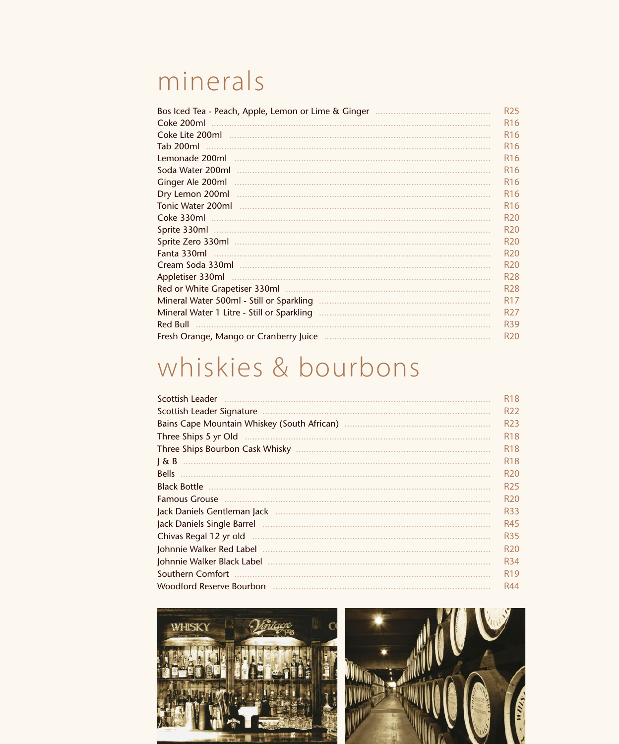# minerals

| Item | Price |
| --- | --- |
| Bos Iced Tea - Peach, Apple, Lemon or Lime & Ginger | R25 |
| Coke 200ml | R16 |
| Coke Lite 200ml | R16 |
| Tab 200ml | R16 |
| Lemonade 200ml | R16 |
| Soda Water 200ml | R16 |
| Ginger Ale 200ml | R16 |
| Dry Lemon 200ml | R16 |
| Tonic Water 200ml | R16 |
| Coke 330ml | R20 |
| Sprite 330ml | R20 |
| Sprite Zero 330ml | R20 |
| Fanta 330ml | R20 |
| Cream Soda 330ml | R20 |
| Appletiser 330ml | R28 |
| Red or White Grapetiser 330ml | R28 |
| Mineral Water 500ml - Still or Sparkling | R17 |
| Mineral Water 1 Litre - Still or Sparkling | R27 |
| Red Bull | R39 |
| Fresh Orange, Mango or Cranberry Juice | R20 |

# whiskies & bourbons

| Item | Price |
| --- | --- |
| Scottish Leader | R18 |
| Scottish Leader Signature | R22 |
| Bains Cape Mountain Whiskey (South African) | R23 |
| Three Ships 5 yr Old | R18 |
| Three Ships Bourbon Cask Whisky | R18 |
| J & B | R18 |
| Bells | R20 |
| Black Bottle | R25 |
| Famous Grouse | R20 |
| Jack Daniels Gentleman Jack | R33 |
| Jack Daniels Single Barrel | R45 |
| Chivas Regal 12 yr old | R35 |
| Johnnie Walker Red Label | R20 |
| Johnnie Walker Black Label | R34 |
| Southern Comfort | R19 |
| Woodford Reserve Bourbon | R44 |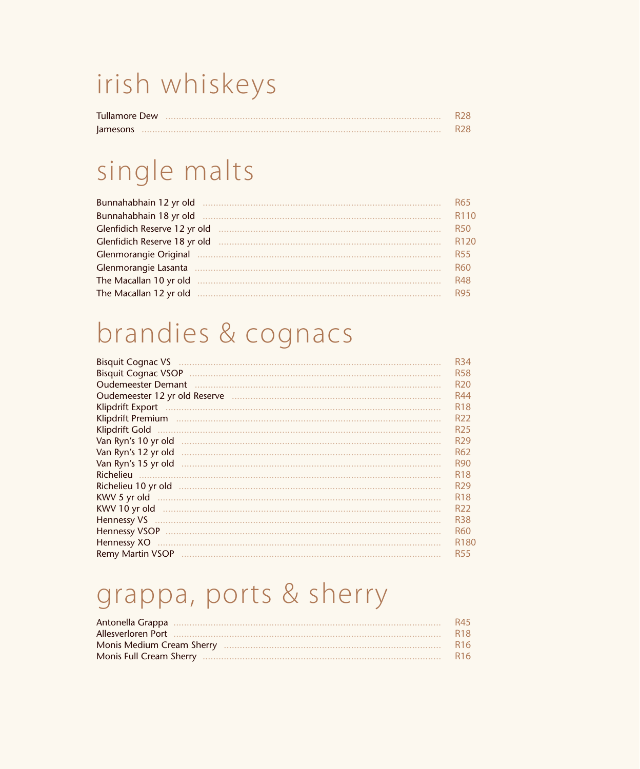# irish whiskeys

| Item | Price |
|---|---|
| Tullamore Dew | R28 |
| Jamesons | R28 |

# single malts

| Item | Price |
|---|---|
| Bunnahabhain 12 yr old | R65 |
| Bunnahabhain 18 yr old | R110 |
| Glenfidich Reserve 12 yr old | R50 |
| Glenfidich Reserve 18 yr old | R120 |
| Glenmorangie Original | R55 |
| Glenmorangie Lasanta | R60 |
| The Macallan 10 yr old | R48 |
| The Macallan 12 yr old | R95 |

# brandies & cognacs

| Item | Price |
|---|---|
| Bisquit Cognac VS | R34 |
| Bisquit Cognac VSOP | R58 |
| Oudemeester Demant | R20 |
| Oudemeester 12 yr old Reserve | R44 |
| Klipdrift Export | R18 |
| Klipdrift Premium | R22 |
| Klipdrift Gold | R25 |
| Van Ryn's 10 yr old | R29 |
| Van Ryn's 12 yr old | R62 |
| Van Ryn's 15 yr old | R90 |
| Richelieu | R18 |
| Richelieu 10 yr old | R29 |
| KWV 5 yr old | R18 |
| KWV 10 yr old | R22 |
| Hennessy VS | R38 |
| Hennessy VSOP | R60 |
| Hennessy XO | R180 |
| Remy Martin VSOP | R55 |

# grappa, ports & sherry

| Item | Price |
|---|---|
| Antonella Grappa | R45 |
| Allesverloren Port | R18 |
| Monis Medium Cream Sherry | R16 |
| Monis Full Cream Sherry | R16 |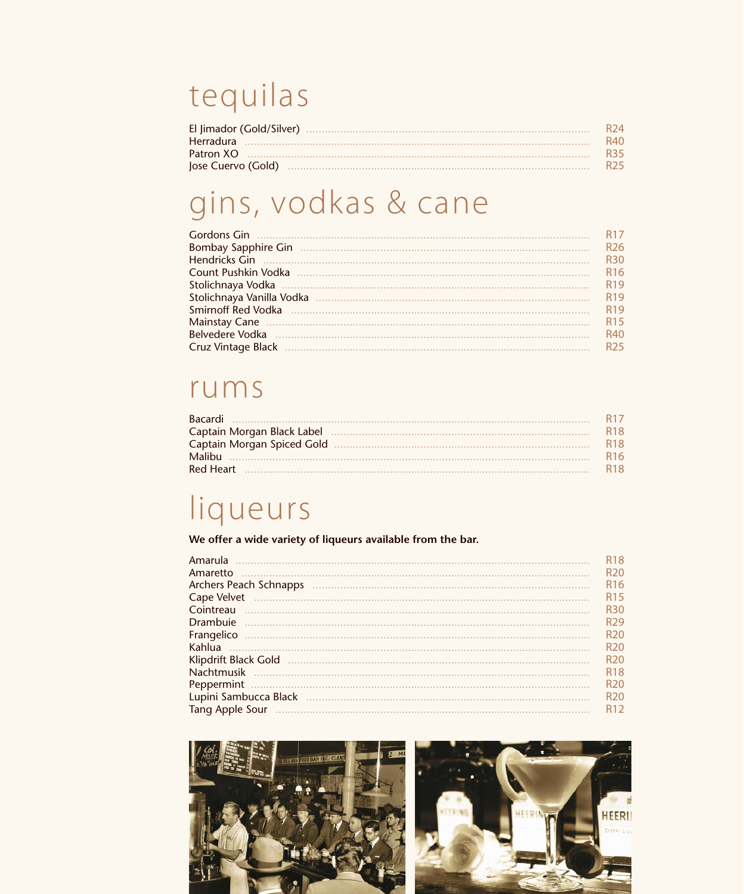# tequilas

| | |
|---|---|
| El Jimador (Gold/Silver) | R24 |
| Herradura | R40 |
| Patron XO | R35 |
| Jose Cuervo (Gold) | R25 |

# gins, vodkas & cane

| | |
|---|---|
| Gordons Gin | R17 |
| Bombay Sapphire Gin | R26 |
| Hendricks Gin | R30 |
| Count Pushkin Vodka | R16 |
| Stolichnaya Vodka | R19 |
| Stolichnaya Vanilla Vodka | R19 |
| Smirnoff Red Vodka | R19 |
| Mainstay Cane | R15 |
| Belvedere Vodka | R40 |
| Cruz Vintage Black | R25 |

# rums

| | |
|---|---|
| Bacardi | R17 |
| Captain Morgan Black Label | R18 |
| Captain Morgan Spiced Gold | R18 |
| Malibu | R16 |
| Red Heart | R18 |

# liqueurs

**We offer a wide variety of liqueurs available from the bar.**

| | |
|---|---|
| Amarula | R18 |
| Amaretto | R20 |
| Archers Peach Schnapps | R16 |
| Cape Velvet | R15 |
| Cointreau | R30 |
| Drambuie | R29 |
| Frangelico | R20 |
| Kahlua | R20 |
| Klipdrift Black Gold | R20 |
| Nachtmusik | R18 |
| Peppermint | R20 |
| Lupini Sambucca Black | R20 |
| Tang Apple Sour | R12 |